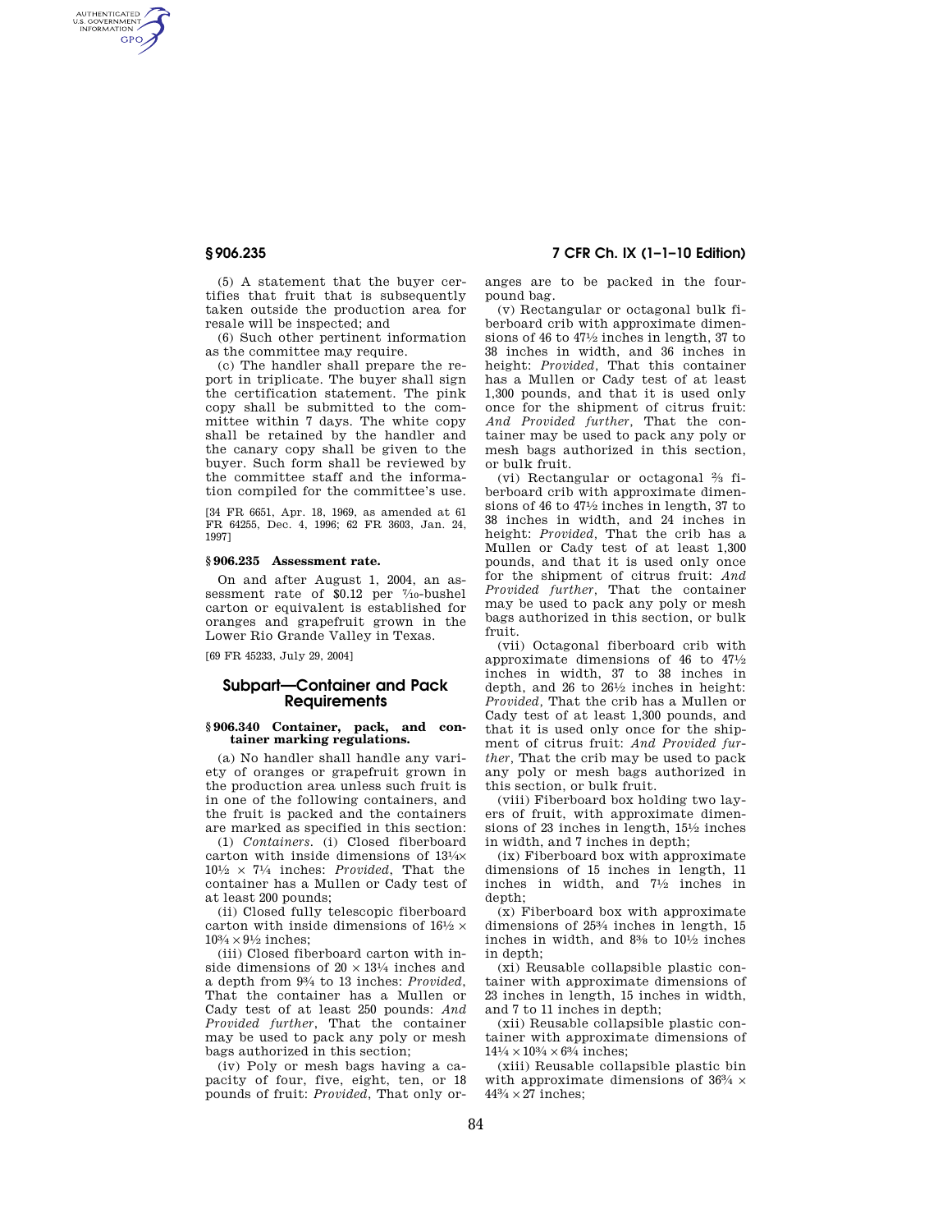(5) A statement that the buyer certifies that fruit that is subsequently taken outside the production area for resale will be inspected; and

(6) Such other pertinent information as the committee may require.

(c) The handler shall prepare the report in triplicate. The buyer shall sign the certification statement. The pink copy shall be submitted to the committee within 7 days. The white copy shall be retained by the handler and the canary copy shall be given to the buyer. Such form shall be reviewed by the committee staff and the information compiled for the committee's use.

[34 FR 6651, Apr. 18, 1969, as amended at 61 FR 64255, Dec. 4, 1996; 62 FR 3603, Jan. 24, 1997]

### § 906.235 Assessment rate.

On and after August 1, 2004, an assessment rate of $0.12 per 7⁄10-bushel carton or equivalent is established for oranges and grapefruit grown in the Lower Rio Grande Valley in Texas.

[69 FR 45233, July 29, 2004]

## Subpart—Container and Pack Requirements

### § 906.340 Container, pack, and container marking regulations.

(a) No handler shall handle any variety of oranges or grapefruit grown in the production area unless such fruit is in one of the following containers, and the fruit is packed and the containers are marked as specified in this section:

(1) *Containers.* (i) Closed fiberboard carton with inside dimensions of 13¼× 10½ × 7¼ inches: *Provided,* That the container has a Mullen or Cady test of at least 200 pounds;

(ii) Closed fully telescopic fiberboard carton with inside dimensions of 16½ × 10¾ × 9½ inches;

(iii) Closed fiberboard carton with inside dimensions of 20 × 13¼ inches and a depth from 9¾ to 13 inches: *Provided,* That the container has a Mullen or Cady test of at least 250 pounds: *And Provided further,* That the container may be used to pack any poly or mesh bags authorized in this section;

(iv) Poly or mesh bags having a capacity of four, five, eight, ten, or 18 pounds of fruit: *Provided,* That only oranges are to be packed in the four-pound bag.

(v) Rectangular or octagonal bulk fiberboard crib with approximate dimensions of 46 to 47½ inches in length, 37 to 38 inches in width, and 36 inches in height: *Provided,* That this container has a Mullen or Cady test of at least 1,300 pounds, and that it is used only once for the shipment of citrus fruit: *And Provided further,* That the container may be used to pack any poly or mesh bags authorized in this section, or bulk fruit.

(vi) Rectangular or octagonal ⅔ fiberboard crib with approximate dimensions of 46 to 47½ inches in length, 37 to 38 inches in width, and 24 inches in height: *Provided,* That the crib has a Mullen or Cady test of at least 1,300 pounds, and that it is used only once for the shipment of citrus fruit: *And Provided further,* That the container may be used to pack any poly or mesh bags authorized in this section, or bulk fruit.

(vii) Octagonal fiberboard crib with approximate dimensions of 46 to 47½ inches in width, 37 to 38 inches in depth, and 26 to 26½ inches in height: *Provided,* That the crib has a Mullen or Cady test of at least 1,300 pounds, and that it is used only once for the shipment of citrus fruit: *And Provided further,* That the crib may be used to pack any poly or mesh bags authorized in this section, or bulk fruit.

(viii) Fiberboard box holding two layers of fruit, with approximate dimensions of 23 inches in length, 15½ inches in width, and 7 inches in depth;

(ix) Fiberboard box with approximate dimensions of 15 inches in length, 11 inches in width, and 7½ inches in depth;

(x) Fiberboard box with approximate dimensions of 25¾ inches in length, 15 inches in width, and 8⅜ to 10½ inches in depth;

(xi) Reusable collapsible plastic container with approximate dimensions of 23 inches in length, 15 inches in width, and 7 to 11 inches in depth;

(xii) Reusable collapsible plastic container with approximate dimensions of 14¼ × 10¾ × 6¾ inches;

(xiii) Reusable collapsible plastic bin with approximate dimensions of 36¾ × 44¾ × 27 inches;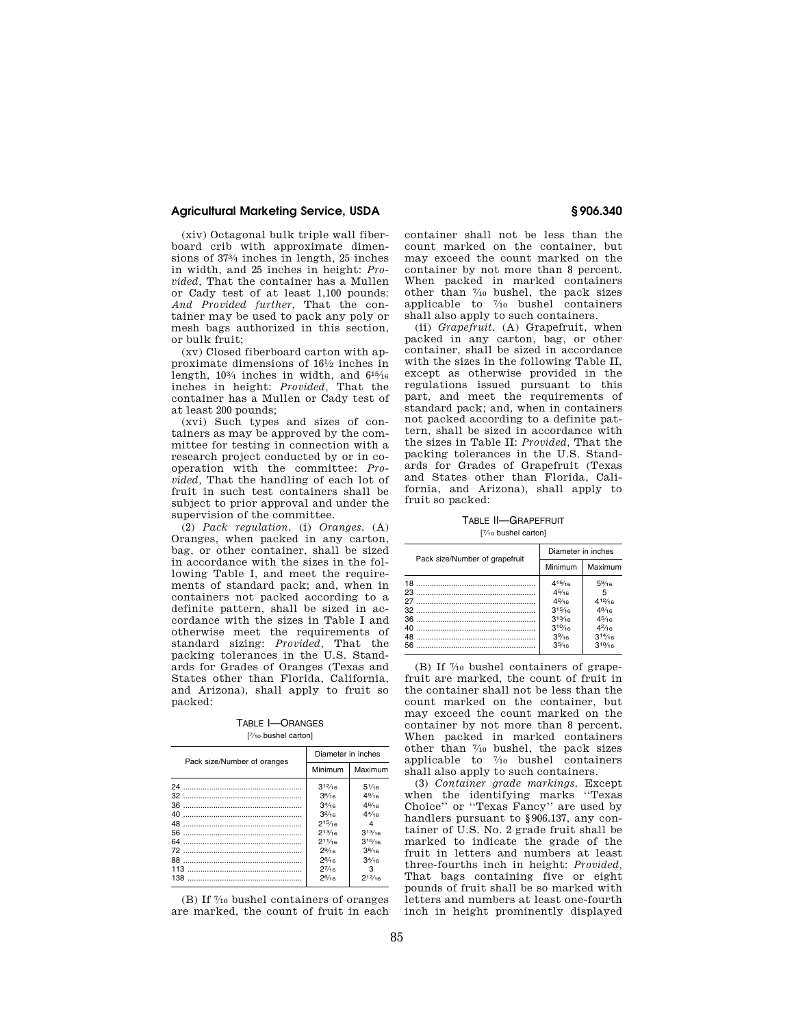(xiv) Octagonal bulk triple wall fiberboard crib with approximate dimensions of 37¾ inches in length, 25 inches in width, and 25 inches in height: *Provided,* That the container has a Mullen or Cady test of at least 1,100 pounds: *And Provided further,* That the container may be used to pack any poly or mesh bags authorized in this section, or bulk fruit;

(xv) Closed fiberboard carton with approximate dimensions of 16½ inches in length, 10¾ inches in width, and 6 15⁄16 inches in height: *Provided,* That the container has a Mullen or Cady test of at least 200 pounds;

(xvi) Such types and sizes of containers as may be approved by the committee for testing in connection with a research project conducted by or in cooperation with the committee: *Provided,* That the handling of each lot of fruit in such test containers shall be subject to prior approval and under the supervision of the committee.

(2) *Pack regulation.* (i) *Oranges.* (A) Oranges, when packed in any carton, bag, or other container, shall be sized in accordance with the sizes in the following Table I, and meet the requirements of standard pack; and, when in containers not packed according to a definite pattern, shall be sized in accordance with the sizes in Table I and otherwise meet the requirements of standard sizing: *Provided,* That the packing tolerances in the U.S. Standards for Grades of Oranges (Texas and States other than Florida, California, and Arizona), shall apply to fruit so packed:

TABLE I—ORANGES

[7⁄10 bushel carton]

| Pack size/Number of oranges | Diameter in inches | |
|---|---|---|
| | Minimum | Maximum |
| 24 | 3 12⁄16 | 5 1⁄16 |
| 32 | 3 6⁄16 | 4 9⁄16 |
| 36 | 3 4⁄16 | 4 6⁄16 |
| 40 | 3 2⁄16 | 4 4⁄16 |
| 48 | 2 15⁄16 | 4 |
| 56 | 2 13⁄16 | 3 13⁄16 |
| 64 | 2 11⁄16 | 3 10⁄16 |
| 72 | 2 9⁄16 | 3 6⁄16 |
| 88 | 2 8⁄16 | 3 4⁄16 |
| 113 | 2 7⁄16 | 3 |
| 138 | 2 6⁄16 | 2 12⁄16 |

(B) If 7⁄10 bushel containers of oranges are marked, the count of fruit in each container shall not be less than the count marked on the container, but may exceed the count marked on the container by not more than 8 percent. When packed in marked containers other than 7⁄10 bushel, the pack sizes applicable to 7⁄10 bushel containers shall also apply to such containers.

(ii) *Grapefruit.* (A) Grapefruit, when packed in any carton, bag, or other container, shall be sized in accordance with the sizes in the following Table II, except as otherwise provided in the regulations issued pursuant to this part, and meet the requirements of standard pack; and, when in containers not packed according to a definite pattern, shall be sized in accordance with the sizes in Table II: *Provided,* That the packing tolerances in the U.S. Standards for Grades of Grapefruit (Texas and States other than Florida, California, and Arizona), shall apply to fruit so packed:

TABLE II—GRAPEFRUIT

[7⁄10 bushel carton]

| Pack size/Number of grapefruit | Diameter in inches | |
|---|---|---|
| | Minimum | Maximum |
| 18 | 4 15⁄16 | 5 9⁄16 |
| 23 | 4 5⁄16 | 5 |
| 27 | 4 2⁄16 | 4 12⁄16 |
| 32 | 3 15⁄16 | 4 8⁄16 |
| 36 | 3 13⁄16 | 4 5⁄16 |
| 40 | 3 10⁄16 | 4 2⁄16 |
| 48 | 3 9⁄16 | 3 14⁄16 |
| 56 | 3 5⁄16 | 3 10⁄16 |

(B) If 7⁄10 bushel containers of grapefruit are marked, the count of fruit in the container shall not be less than the count marked on the container, but may exceed the count marked on the container by not more than 8 percent. When packed in marked containers other than 7⁄10 bushel, the pack sizes applicable to 7⁄10 bushel containers shall also apply to such containers.

(3) *Container grade markings.* Except when the identifying marks ''Texas Choice'' or ''Texas Fancy'' are used by handlers pursuant to §906.137, any container of U.S. No. 2 grade fruit shall be marked to indicate the grade of the fruit in letters and numbers at least three-fourths inch in height: *Provided,* That bags containing five or eight pounds of fruit shall be so marked with letters and numbers at least one-fourth inch in height prominently displayed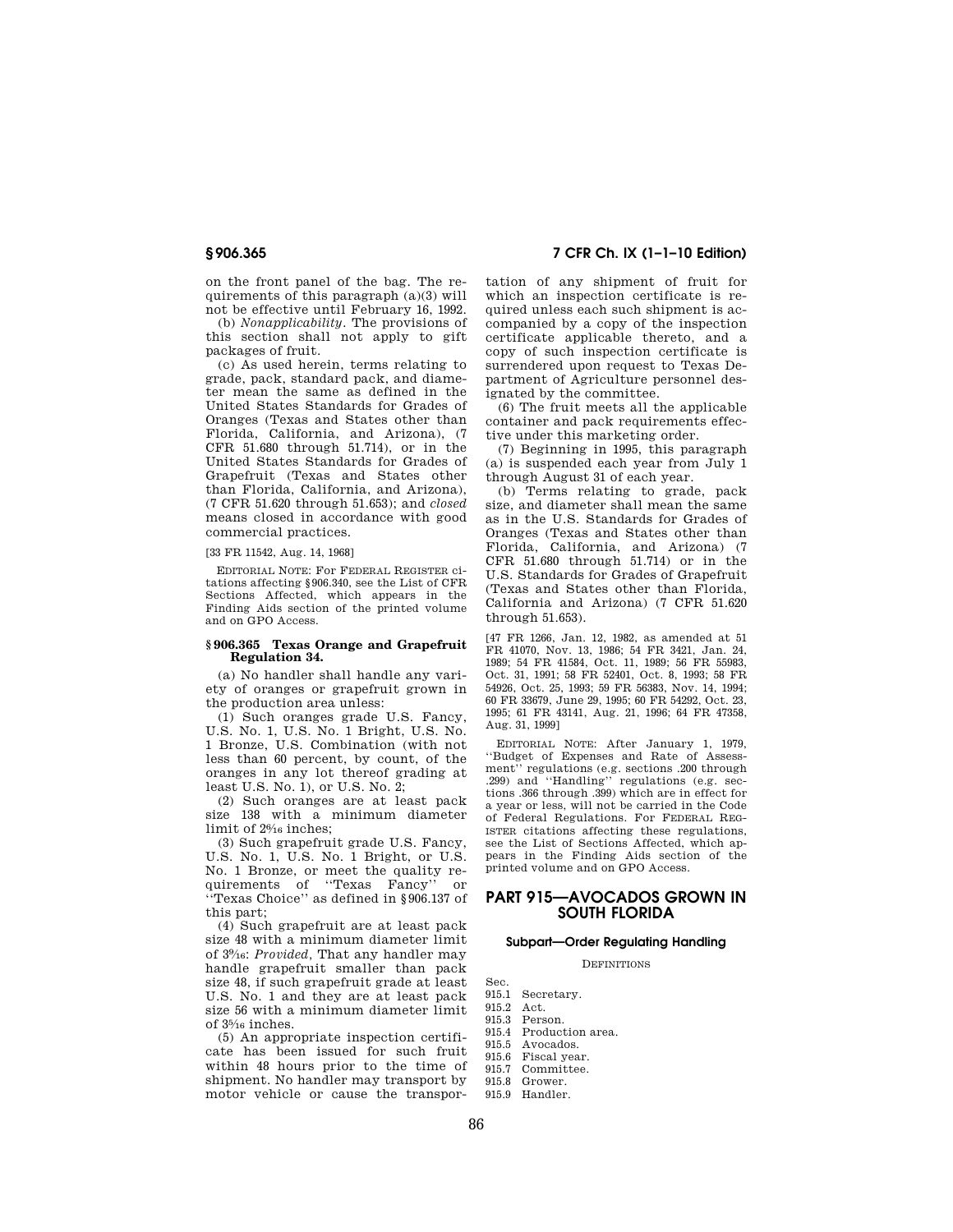on the front panel of the bag. The requirements of this paragraph (a)(3) will not be effective until February 16, 1992.

(b) *Nonapplicability.* The provisions of this section shall not apply to gift packages of fruit.

(c) As used herein, terms relating to grade, pack, standard pack, and diameter mean the same as defined in the United States Standards for Grades of Oranges (Texas and States other than Florida, California, and Arizona), (7 CFR 51.680 through 51.714), or in the United States Standards for Grades of Grapefruit (Texas and States other than Florida, California, and Arizona), (7 CFR 51.620 through 51.653); and *closed* means closed in accordance with good commercial practices.

[33 FR 11542, Aug. 14, 1968]

EDITORIAL NOTE: For FEDERAL REGISTER citations affecting §906.340, see the List of CFR Sections Affected, which appears in the Finding Aids section of the printed volume and on GPO Access.

### § 906.365 Texas Orange and Grapefruit Regulation 34.

(a) No handler shall handle any variety of oranges or grapefruit grown in the production area unless:

(1) Such oranges grade U.S. Fancy, U.S. No. 1, U.S. No. 1 Bright, U.S. No. 1 Bronze, U.S. Combination (with not less than 60 percent, by count, of the oranges in any lot thereof grading at least U.S. No. 1), or U.S. No. 2;

(2) Such oranges are at least pack size 138 with a minimum diameter limit of 2<sup></sup>

(2) Such oranges are at least pack size 138 with a minimum diameter limit of 2 6/16 inches;

(3) Such grapefruit grade U.S. Fancy, U.S. No. 1, U.S. No. 1 Bright, or U.S. No. 1 Bronze, or meet the quality requirements of ''Texas Fancy'' or ''Texas Choice'' as defined in §906.137 of this part;

(4) Such grapefruit are at least pack size 48 with a minimum diameter limit of 3 9/16: *Provided,* That any handler may handle grapefruit smaller than pack size 48, if such grapefruit grade at least U.S. No. 1 and they are at least pack size 56 with a minimum diameter limit of 3 5/16 inches.

(5) An appropriate inspection certificate has been issued for such fruit within 48 hours prior to the time of shipment. No handler may transport by motor vehicle or cause the transportation of any shipment of fruit for which an inspection certificate is required unless each such shipment is accompanied by a copy of the inspection certificate applicable thereto, and a copy of such inspection certificate is surrendered upon request to Texas Department of Agriculture personnel designated by the committee.

(6) The fruit meets all the applicable container and pack requirements effective under this marketing order.

(7) Beginning in 1995, this paragraph (a) is suspended each year from July 1 through August 31 of each year.

(b) Terms relating to grade, pack size, and diameter shall mean the same as in the U.S. Standards for Grades of Oranges (Texas and States other than Florida, California, and Arizona) (7 CFR 51.680 through 51.714) or in the U.S. Standards for Grades of Grapefruit (Texas and States other than Florida, California and Arizona) (7 CFR 51.620 through 51.653).

[47 FR 1266, Jan. 12, 1982, as amended at 51 FR 41070, Nov. 13, 1986; 54 FR 3421, Jan. 24, 1989; 54 FR 41584, Oct. 11, 1989; 56 FR 55983, Oct. 31, 1991; 58 FR 52401, Oct. 8, 1993; 58 FR 54926, Oct. 25, 1993; 59 FR 56383, Nov. 14, 1994; 60 FR 33679, June 29, 1995; 60 FR 54292, Oct. 23, 1995; 61 FR 43141, Aug. 21, 1996; 64 FR 47358, Aug. 31, 1999]

EDITORIAL NOTE: After January 1, 1979, ''Budget of Expenses and Rate of Assessment'' regulations (e.g. sections .200 through .299) and ''Handling'' regulations (e.g. sections .366 through .399) which are in effect for a year or less, will not be carried in the Code of Federal Regulations. For FEDERAL REGISTER citations affecting these regulations, see the List of Sections Affected, which appears in the Finding Aids section of the printed volume and on GPO Access.

## PART 915—AVOCADOS GROWN IN SOUTH FLORIDA

### Subpart—Order Regulating Handling

DEFINITIONS

Sec.
915.1 Secretary.
915.2 Act.
915.3 Person.
915.4 Production area.
915.5 Avocados.
915.6 Fiscal year.
915.7 Committee.
915.8 Grower.
915.9 Handler.